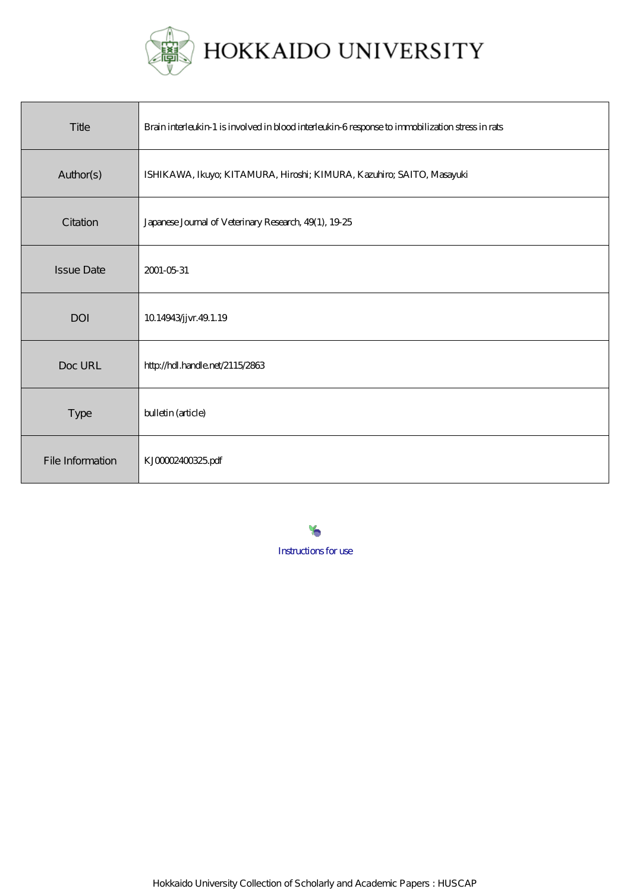# HOKKAIDO UNIVERSITY

| | |
|---|---|
| Title | Brain interleukin-1 is involved in blood interleukin-6 response to immobilization stress in rats |
| Author(s) | ISHIKAWA, Ikuyo; KITAMURA, Hiroshi; KIMURA, Kazuhiro; SAITO, Masayuki |
| Citation | Japanese Journal of Veterinary Research, 49(1), 19-25 |
| Issue Date | 2001-05-31 |
| DOI | 10.14943/jjvr.49.1.19 |
| Doc URL | http://hdl.handle.net/2115/2863 |
| Type | bulletin (article) |
| File Information | KJ00002400325.pdf |

Instructions for use

Hokkaido University Collection of Scholarly and Academic Papers : HUSCAP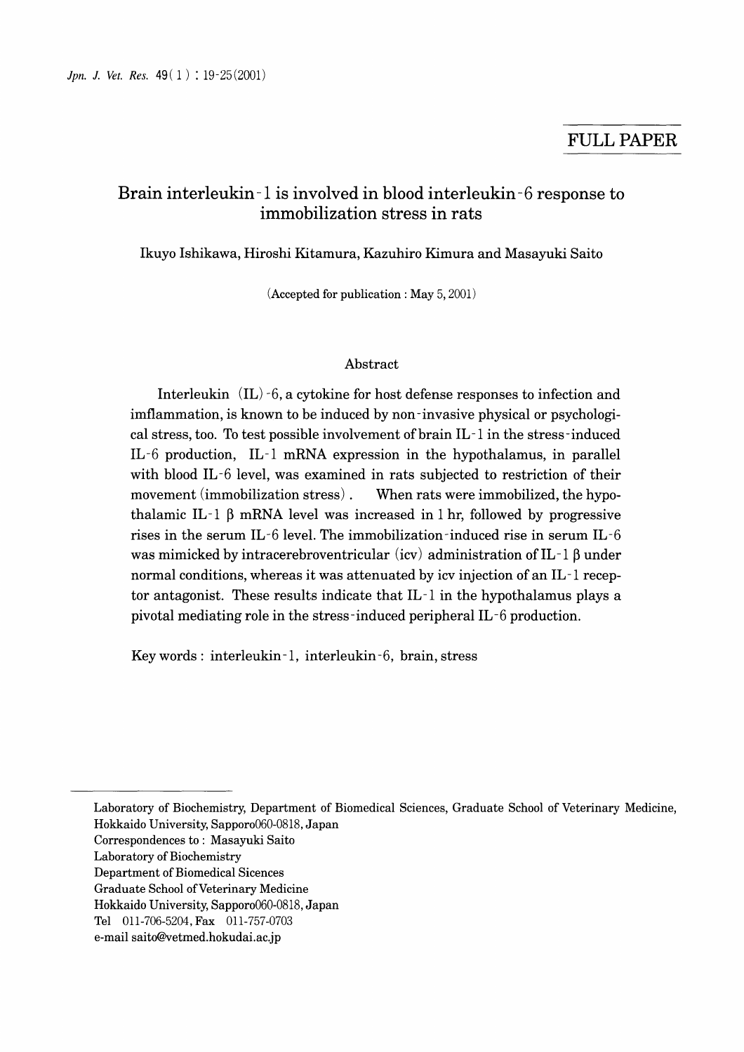## FULL PAPER

# Brain interleukin-1 is involved in blood interleukin-6 response to immobilization stress in rats

Ikuyo Ishikawa, Hiroshi Kitamura, Kazuhiro Kimura and Masayuki Saito

(Accepted for publication : May 5, 2001)

### Abstract

Interleukin (IL)-6, a cytokine for host defense responses to infection and imflammation, is known to be induced by non-invasive physical or psychological stress, too. To test possible involvement of brain IL-1 in the stress-induced IL-6 production, IL-1 mRNA expression in the hypothalamus, in parallel with blood IL-6 level, was examined in rats subjected to restriction of their movement (immobilization stress). When rats were immobilized, the hypothalamic IL-1 β mRNA level was increased in 1 hr, followed by progressive rises in the serum IL-6 level. The immobilization-induced rise in serum IL-6 was mimicked by intracerebroventricular (icv) administration of IL-1 β under normal conditions, whereas it was attenuated by icv injection of an IL-1 receptor antagonist. These results indicate that IL-1 in the hypothalamus plays a pivotal mediating role in the stress-induced peripheral IL-6 production.

Key words : interleukin-1, interleukin-6, brain, stress

---

Laboratory of Biochemistry, Department of Biomedical Sciences, Graduate School of Veterinary Medicine, Hokkaido University, Sapporo060-0818, Japan
Correspondences to : Masayuki Saito
Laboratory of Biochemistry
Department of Biomedical Sicences
Graduate School of Veterinary Medicine
Hokkaido University, Sapporo060-0818, Japan
Tel 011-706-5204, Fax 011-757-0703
e-mail saito@vetmed.hokudai.ac.jp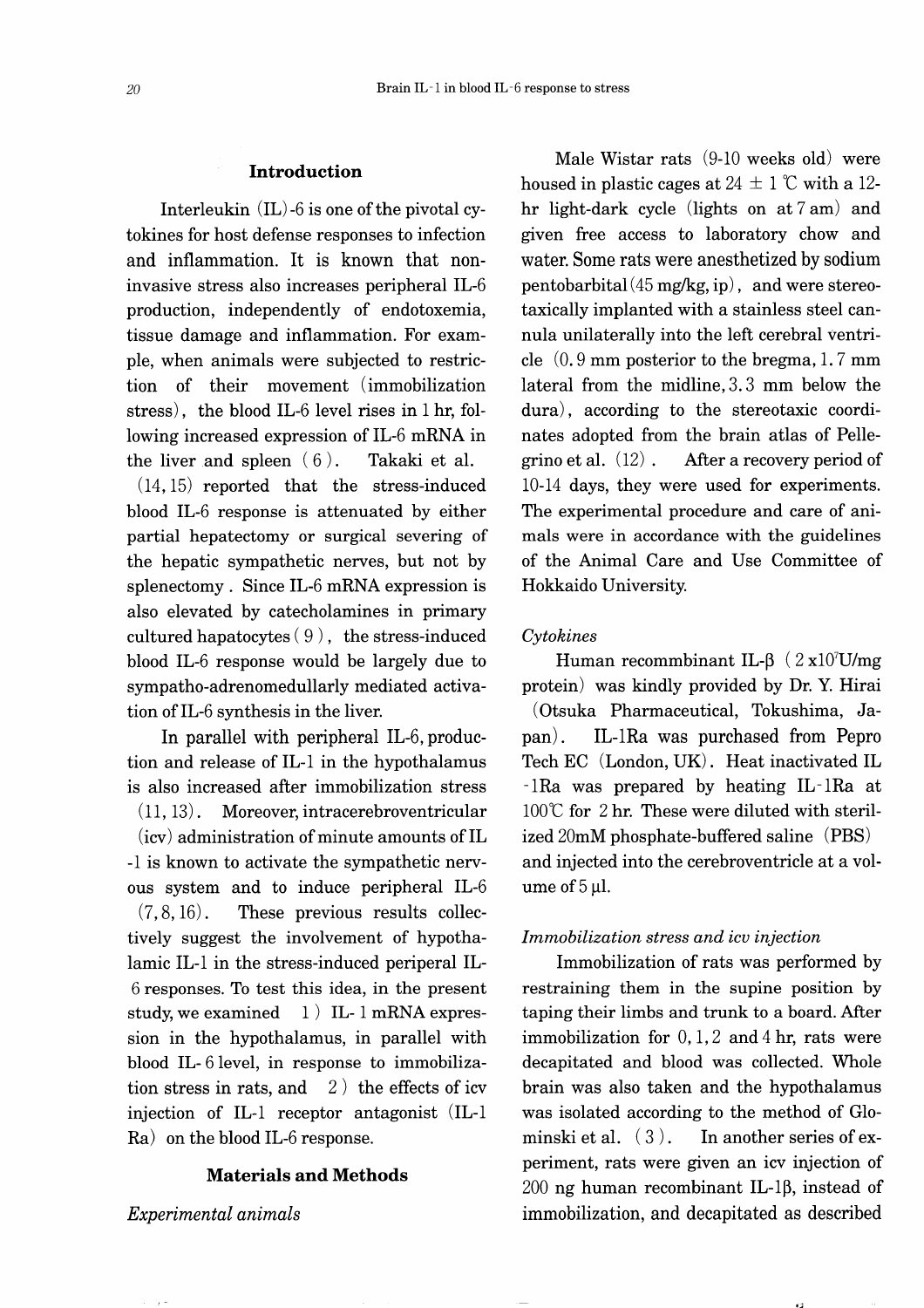## Introduction

Interleukin (IL)-6 is one of the pivotal cytokines for host defense responses to infection and inflammation. It is known that non-invasive stress also increases peripheral IL-6 production, independently of endotoxemia, tissue damage and inflammation. For example, when animals were subjected to restriction of their movement (immobilization stress), the blood IL-6 level rises in 1 hr, following increased expression of IL-6 mRNA in the liver and spleen (6). Takaki et al. (14, 15) reported that the stress-induced blood IL-6 response is attenuated by either partial hepatectomy or surgical severing of the hepatic sympathetic nerves, but not by splenectomy. Since IL-6 mRNA expression is also elevated by catecholamines in primary cultured hepatocytes (9), the stress-induced blood IL-6 response would be largely due to sympatho-adrenomedullarly mediated activation of IL-6 synthesis in the liver.

In parallel with peripheral IL-6, production and release of IL-1 in the hypothalamus is also increased after immobilization stress (11, 13). Moreover, intracerebroventricular (icv) administration of minute amounts of IL-1 is known to activate the sympathetic nervous system and to induce peripheral IL-6 (7, 8, 16). These previous results collectively suggest the involvement of hypothalamic IL-1 in the stress-induced periperal IL-6 responses. To test this idea, in the present study, we examined 1) IL-1 mRNA expression in the hypothalamus, in parallel with blood IL-6 level, in response to immobilization stress in rats, and 2) the effects of icv injection of IL-1 receptor antagonist (IL-1 Ra) on the blood IL-6 response.

## Materials and Methods

### *Experimental animals*

Male Wistar rats (9-10 weeks old) were housed in plastic cages at 24 ± 1 ℃ with a 12-hr light-dark cycle (lights on at 7 am) and given free access to laboratory chow and water. Some rats were anesthetized by sodium pentobarbital (45 mg/kg, ip), and were stereotaxically implanted with a stainless steel cannula unilaterally into the left cerebral ventricle (0.9 mm posterior to the bregma, 1.7 mm lateral from the midline, 3.3 mm below the dura), according to the stereotaxic coordinates adopted from the brain atlas of Pellegrino et al. (12). After a recovery period of 10-14 days, they were used for experiments. The experimental procedure and care of animals were in accordance with the guidelines of the Animal Care and Use Committee of Hokkaido University.

### *Cytokines*

Human recommbinant IL-β ($2 \times 10^7$ U/mg protein) was kindly provided by Dr. Y. Hirai (Otsuka Pharmaceutical, Tokushima, Japan). IL-1Ra was purchased from Pepro Tech EC (London, UK). Heat inactivated IL-1Ra was prepared by heating IL-1Ra at 100℃ for 2 hr. These were diluted with sterilized 20mM phosphate-buffered saline (PBS) and injected into the cerebroventricle at a volume of 5 μl.

### *Immobilization stress and icv injection*

Immobilization of rats was performed by restraining them in the supine position by taping their limbs and trunk to a board. After immobilization for 0, 1, 2 and 4 hr, rats were decapitated and blood was collected. Whole brain was also taken and the hypothalamus was isolated according to the method of Glominski et al. (3). In another series of experiment, rats were given an icv injection of 200 ng human recombinant IL-1β, instead of immobilization, and decapitated as described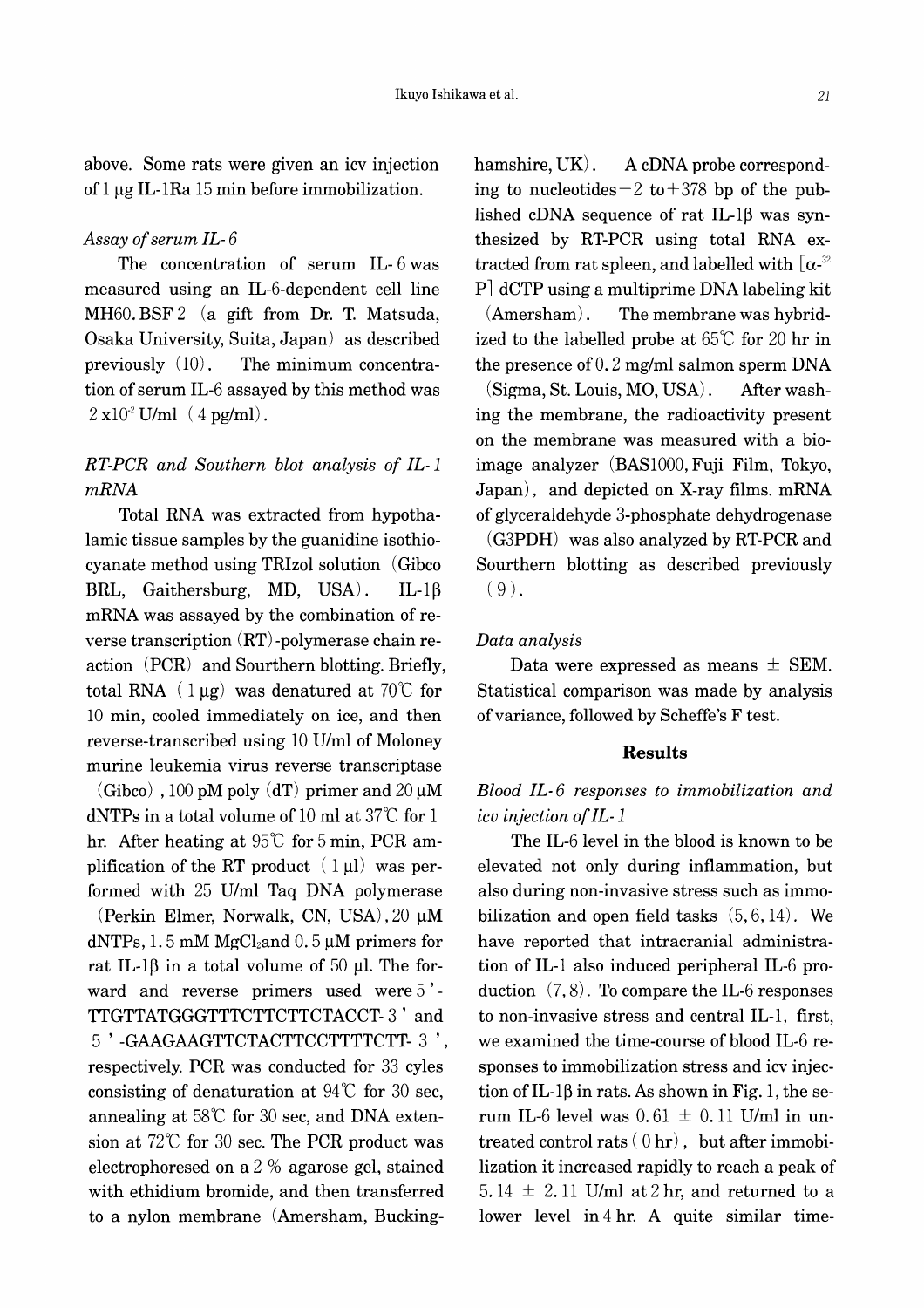above. Some rats were given an icv injection of 1 μg IL-1Ra 15 min before immobilization.

### *Assay of serum IL-6*

The concentration of serum IL-6 was measured using an IL-6-dependent cell line MH60. BSF 2 (a gift from Dr. T. Matsuda, Osaka University, Suita, Japan) as described previously (10). The minimum concentration of serum IL-6 assayed by this method was $2 \times 10^{-2}$ U/ml (4 pg/ml).

### *RT-PCR and Southern blot analysis of IL-1 mRNA*

Total RNA was extracted from hypothalamic tissue samples by the guanidine isothiocyanate method using TRIzol solution (Gibco BRL, Gaithersburg, MD, USA). IL-1β mRNA was assayed by the combination of reverse transcription (RT)-polymerase chain reaction (PCR) and Sourthern blotting. Briefly, total RNA (1 μg) was denatured at 70℃ for 10 min, cooled immediately on ice, and then reverse-transcribed using 10 U/ml of Moloney murine leukemia virus reverse transcriptase (Gibco), 100 pM poly (dT) primer and 20 μM dNTPs in a total volume of 10 ml at 37℃ for 1 hr. After heating at 95℃ for 5 min, PCR amplification of the RT product (1 μl) was performed with 25 U/ml Taq DNA polymerase (Perkin Elmer, Norwalk, CN, USA), 20 μM dNTPs, 1.5 mM $MgCl_2$and 0.5 μM primers for rat IL-1β in a total volume of 50 μl. The forward and reverse primers used were 5'-TTGTTATGGGTTTCTTCTTCTACCT-3' and 5'-GAAGAAGTTCTACTTCCTTTTCTT-3', respectively. PCR was conducted for 33 cyles consisting of denaturation at 94℃ for 30 sec, annealing at 58℃ for 30 sec, and DNA extension at 72℃ for 30 sec. The PCR product was electrophoresed on a 2 % agarose gel, stained with ethidium bromide, and then transferred to a nylon membrane (Amersham, Buckinghamshire, UK). A cDNA probe corresponding to nucleotides −2 to +378 bp of the published cDNA sequence of rat IL-1β was synthesized by RT-PCR using total RNA extracted from rat spleen, and labelled with [$\alpha$-$^{32}$P] dCTP using a multiprime DNA labeling kit (Amersham). The membrane was hybridized to the labelled probe at 65℃ for 20 hr in the presence of 0.2 mg/ml salmon sperm DNA (Sigma, St. Louis, MO, USA). After washing the membrane, the radioactivity present on the membrane was measured with a bioimage analyzer (BAS1000, Fuji Film, Tokyo, Japan), and depicted on X-ray films. mRNA of glyceraldehyde 3-phosphate dehydrogenase (G3PDH) was also analyzed by RT-PCR and Sourthern blotting as described previously (9).

### *Data analysis*

Data were expressed as means ± SEM. Statistical comparison was made by analysis of variance, followed by Scheffe's F test.

## Results

### *Blood IL-6 responses to immobilization and icv injection of IL-1*

The IL-6 level in the blood is known to be elevated not only during inflammation, but also during non-invasive stress such as immobilization and open field tasks (5, 6, 14). We have reported that intracranial administration of IL-1 also induced peripheral IL-6 production (7, 8). To compare the IL-6 responses to non-invasive stress and central IL-1, first, we examined the time-course of blood IL-6 responses to immobilization stress and icv injection of IL-1β in rats. As shown in Fig. 1, the serum IL-6 level was 0.61 ± 0.11 U/ml in untreated control rats (0 hr), but after immobilization it increased rapidly to reach a peak of 5.14 ± 2.11 U/ml at 2 hr, and returned to a lower level in 4 hr. A quite similar time-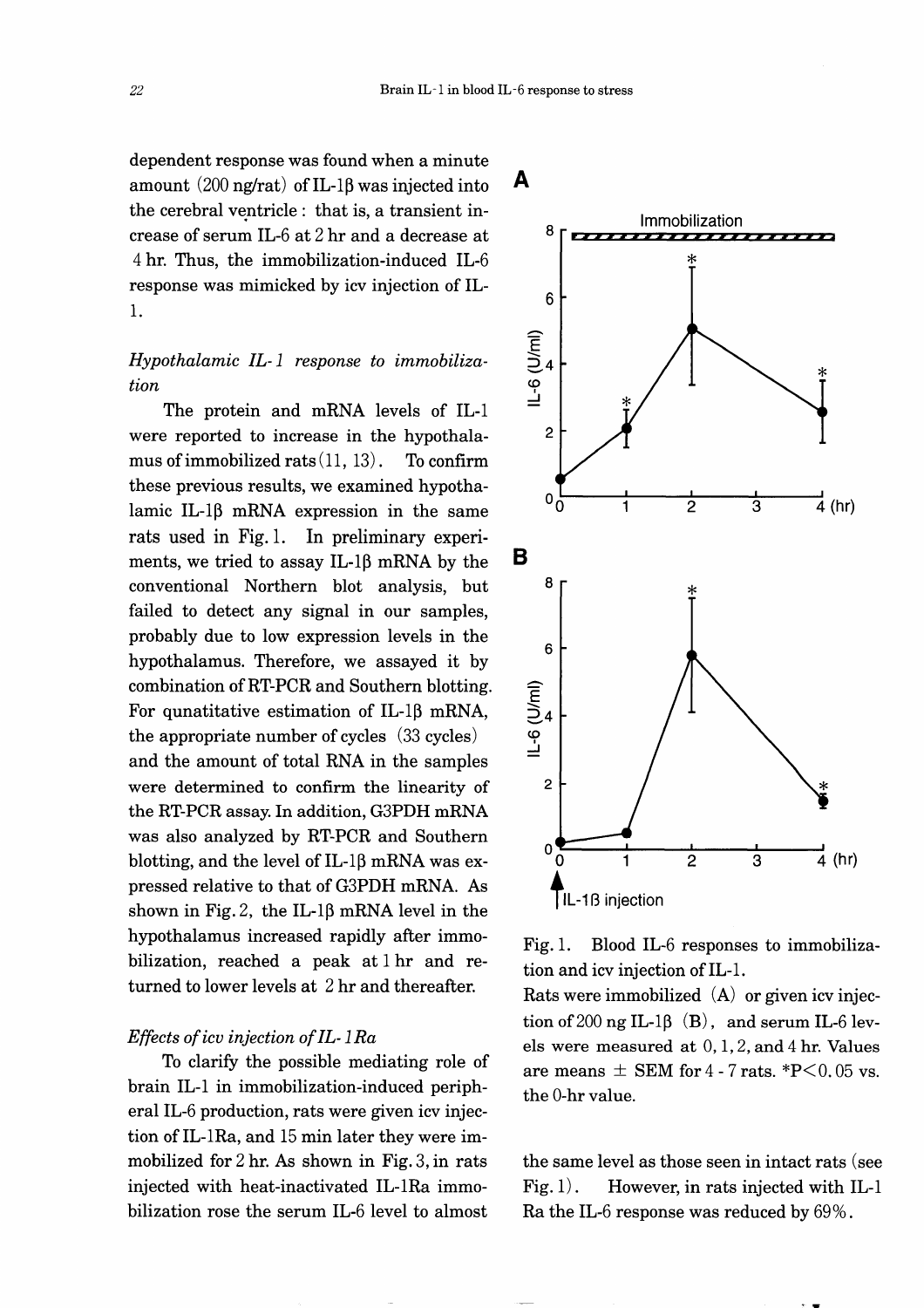dependent response was found when a minute amount (200 ng/rat) of IL-1β was injected into the cerebral ventricle: that is, a transient increase of serum IL-6 at 2 hr and a decrease at 4 hr. Thus, the immobilization-induced IL-6 response was mimicked by icv injection of IL-1.

### *Hypothalamic IL-1 response to immobilization*

The protein and mRNA levels of IL-1 were reported to increase in the hypothalamus of immobilized rats (11, 13). To confirm these previous results, we examined hypothalamic IL-1β mRNA expression in the same rats used in Fig. 1. In preliminary experiments, we tried to assay IL-1β mRNA by the conventional Northern blot analysis, but failed to detect any signal in our samples, probably due to low expression levels in the hypothalamus. Therefore, we assayed it by combination of RT-PCR and Southern blotting. For qunatitative estimation of IL-1β mRNA, the appropriate number of cycles (33 cycles) and the amount of total RNA in the samples were determined to confirm the linearity of the RT-PCR assay. In addition, G3PDH mRNA was also analyzed by RT-PCR and Southern blotting, and the level of IL-1β mRNA was expressed relative to that of G3PDH mRNA. As shown in Fig. 2, the IL-1β mRNA level in the hypothalamus increased rapidly after immobilization, reached a peak at 1 hr and returned to lower levels at 2 hr and thereafter.

### *Effects of icv injection of IL-1Ra*

To clarify the possible mediating role of brain IL-1 in immobilization-induced peripheral IL-6 production, rats were given icv injection of IL-1Ra, and 15 min later they were immobilized for 2 hr. As shown in Fig. 3, in rats injected with heat-inactivated IL-1Ra immobilization rose the serum IL-6 level to almost the same level as those seen in intact rats (see Fig. 1). However, in rats injected with IL-1 Ra the IL-6 response was reduced by 69%.

Fig. 1. Blood IL-6 responses to immobilization and icv injection of IL-1.
Rats were immobilized (A) or given icv injection of 200 ng IL-1β (B), and serum IL-6 levels were measured at 0, 1, 2, and 4 hr. Values are means ± SEM for 4 - 7 rats. *$P<0.05$ vs. the 0-hr value.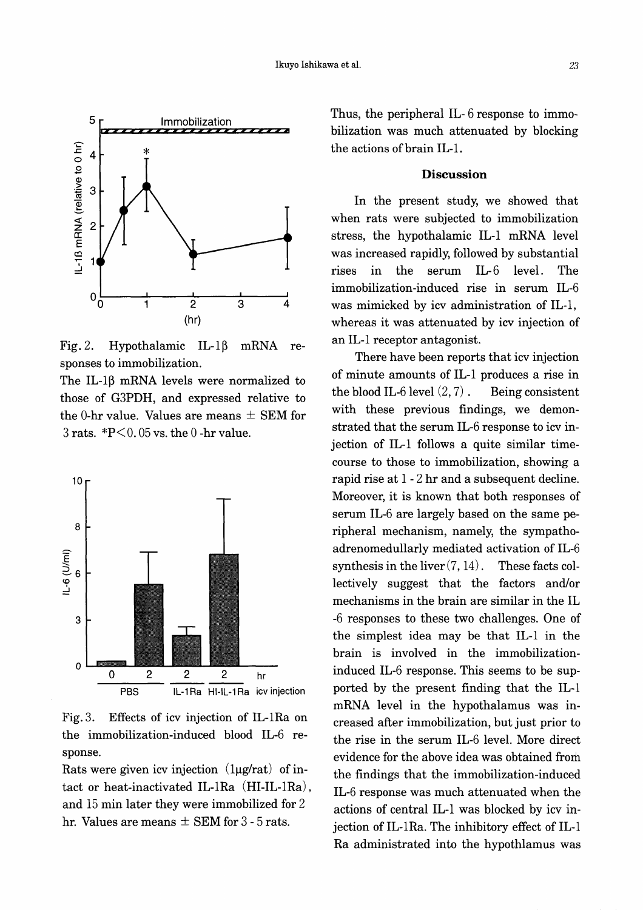Immobilization

IL-1β mRNA (relative to 0 hr)

5
4
3
2
1
0

*

0 1 2 3 4

(hr)

Fig. 2. Hypothalamic IL-1β mRNA responses to immobilization.

The IL-1β mRNA levels were normalized to those of G3PDH, and expressed relative to the 0-hr value. Values are means ± SEM for 3 rats. *P < 0.05 vs. the 0 -hr value.

IL-6 (U/ml)

10
8
6
3
0

0 2 2 2 hr

PBS IL-1Ra HI-IL-1Ra icv injection

Fig. 3. Effects of icv injection of IL-1Ra on the immobilization-induced blood IL-6 response.

Rats were given icv injection (1μg/rat) of intact or heat-inactivated IL-1Ra (HI-IL-1Ra), and 15 min later they were immobilized for 2 hr. Values are means ± SEM for 3 - 5 rats.

Thus, the peripheral IL- 6 response to immobilization was much attenuated by blocking the actions of brain IL-1.

## Discussion

In the present study, we showed that when rats were subjected to immobilization stress, the hypothalamic IL-1 mRNA level was increased rapidly, followed by substantial rises in the serum IL-6 level. The immobilization-induced rise in serum IL-6 was mimicked by icv administration of IL-1, whereas it was attenuated by icv injection of an IL-1 receptor antagonist.

There have been reports that icv injection of minute amounts of IL-1 produces a rise in the blood IL-6 level (2, 7). Being consistent with these previous findings, we demonstrated that the serum IL-6 response to icv injection of IL-1 follows a quite similar time-course to those to immobilization, showing a rapid rise at 1 - 2 hr and a subsequent decline. Moreover, it is known that both responses of serum IL-6 are largely based on the same peripheral mechanism, namely, the sympatho-adrenomedullarly mediated activation of IL-6 synthesis in the liver (7, 14). These facts collectively suggest that the factors and/or mechanisms in the brain are similar in the IL -6 responses to these two challenges. One of the simplest idea may be that IL-1 in the brain is involved in the immobilization-induced IL-6 response. This seems to be supported by the present finding that the IL-1 mRNA level in the hypothalamus was increased after immobilization, but just prior to the rise in the serum IL-6 level. More direct evidence for the above idea was obtained from the findings that the immobilization-induced IL-6 response was much attenuated when the actions of central IL-1 was blocked by icv injection of IL-1Ra. The inhibitory effect of IL-1 Ra administrated into the hypothlamus was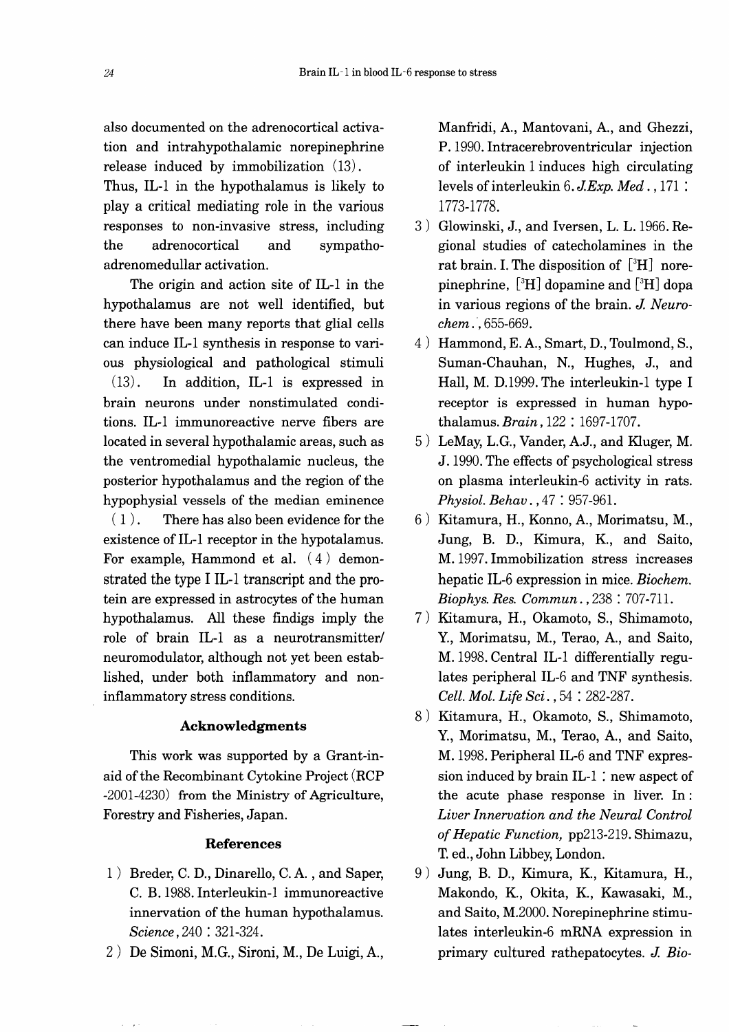also documented on the adrenocortical activation and intrahypothalamic norepinephrine release induced by immobilization (13).
Thus, IL-1 in the hypothalamus is likely to play a critical mediating role in the various responses to non-invasive stress, including the adrenocortical and sympatho-adrenomedullar activation.

The origin and action site of IL-1 in the hypothalamus are not well identified, but there have been many reports that glial cells can induce IL-1 synthesis in response to various physiological and pathological stimuli (13). In addition, IL-1 is expressed in brain neurons under nonstimulated conditions. IL-1 immunoreactive nerve fibers are located in several hypothalamic areas, such as the ventromedial hypothalamic nucleus, the posterior hypothalamus and the region of the hypophysial vessels of the median eminence (1). There has also been evidence for the existence of IL-1 receptor in the hypotalamus. For example, Hammond et al. (4) demonstrated the type I IL-1 transcript and the protein are expressed in astrocytes of the human hypothalamus. All these findigs imply the role of brain IL-1 as a neurotransmitter/neuromodulator, although not yet been established, under both inflammatory and non-inflammatory stress conditions.

## Acknowledgments

This work was supported by a Grant-in-aid of the Recombinant Cytokine Project (RCP-2001-4230) from the Ministry of Agriculture, Forestry and Fisheries, Japan.

## References

1) Breder, C. D., Dinarello, C. A. , and Saper, C. B. 1988. Interleukin-1 immunoreactive innervation of the human hypothalamus. *Science*, 240 : 321-324.
2) De Simoni, M.G., Sironi, M., De Luigi, A., Manfridi, A., Mantovani, A., and Ghezzi, P. 1990. Intracerebroventricular injection of interleukin 1 induces high circulating levels of interleukin 6. *J.Exp. Med.*, 171 : 1773-1778.
3) Glowinski, J., and Iversen, L. L. 1966. Regional studies of catecholamines in the rat brain. I. The disposition of [$^3$H] norepinephrine, [$^3$H] dopamine and [$^3$H] dopa in various regions of the brain. *J. Neurochem.*, 655-669.
4) Hammond, E. A., Smart, D., Toulmond, S., Suman-Chauhan, N., Hughes, J., and Hall, M. D.1999. The interleukin-1 type I receptor is expressed in human hypothalamus. *Brain*, 122 : 1697-1707.
5) LeMay, L.G., Vander, A.J., and Kluger, M. J. 1990. The effects of psychological stress on plasma interleukin-6 activity in rats. *Physiol. Behav.*, 47 : 957-961.
6) Kitamura, H., Konno, A., Morimatsu, M., Jung, B. D., Kimura, K., and Saito, M. 1997. Immobilization stress increases hepatic IL-6 expression in mice. *Biochem. Biophys. Res. Commun.*, 238 : 707-711.
7) Kitamura, H., Okamoto, S., Shimamoto, Y., Morimatsu, M., Terao, A., and Saito, M. 1998. Central IL-1 differentially regulates peripheral IL-6 and TNF synthesis. *Cell. Mol. Life Sci.*, 54 : 282-287.
8) Kitamura, H., Okamoto, S., Shimamoto, Y., Morimatsu, M., Terao, A., and Saito, M. 1998. Peripheral IL-6 and TNF expression induced by brain IL-1 : new aspect of the acute phase response in liver. In : *Liver Innervation and the Neural Control of Hepatic Function,* pp213-219. Shimazu, T. ed., John Libbey, London.
9) Jung, B. D., Kimura, K., Kitamura, H., Makondo, K., Okita, K., Kawasaki, M., and Saito, M.2000. Norepinephrine stimulates interleukin-6 mRNA expression in primary cultured rathepatocytes. *J. Bio-*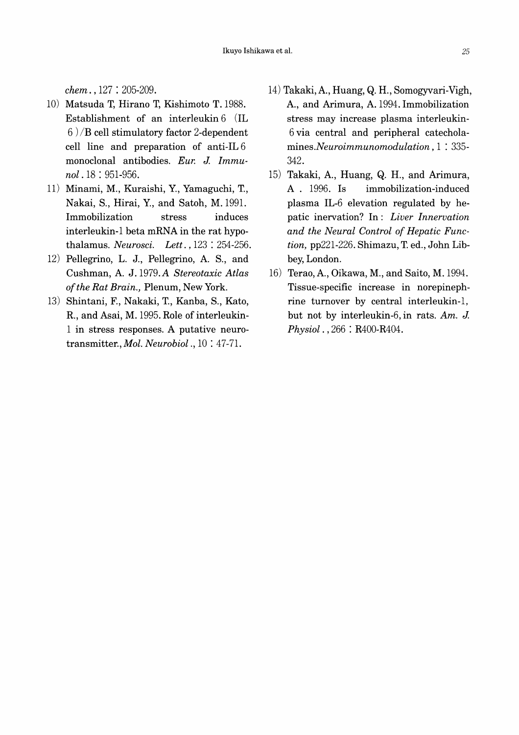*chem*., 127 : 205-209.

10) Matsuda T, Hirano T, Kishimoto T. 1988. Establishment of an interleukin 6 (IL 6)/B cell stimulatory factor 2-dependent cell line and preparation of anti-IL 6 monoclonal antibodies. *Eur. J. Immunol*. 18 : 951-956.

11) Minami, M., Kuraishi, Y., Yamaguchi, T., Nakai, S., Hirai, Y., and Satoh, M. 1991. Immobilization stress induces interleukin-1 beta mRNA in the rat hypothalamus. *Neurosci. Lett*., 123 : 254-256.

12) Pellegrino, L. J., Pellegrino, A. S., and Cushman, A. J. 1979. *A Stereotaxic Atlas of the Rat Brain.,* Plenum, New York.

13) Shintani, F., Nakaki, T., Kanba, S., Kato, R., and Asai, M. 1995. Role of interleukin-1 in stress responses. A putative neurotransmitter., *Mol. Neurobiol*., 10 : 47-71.

14) Takaki, A., Huang, Q. H., Somogyvari-Vigh, A., and Arimura, A. 1994. Immobilization stress may increase plasma interleukin-6 via central and peripheral catecholamines.*Neuroimmunomodulation*, 1 : 335-342.

15) Takaki, A., Huang, Q. H., and Arimura, A . 1996. Is immobilization-induced plasma IL-6 elevation regulated by hepatic inervation? In : *Liver Innervation and the Neural Control of Hepatic Function,* pp221-226. Shimazu, T. ed., John Libbey, London.

16) Terao, A., Oikawa, M., and Saito, M. 1994. Tissue-specific increase in norepinephrine turnover by central interleukin-1, but not by interleukin-6, in rats. *Am. J. Physiol*., 266 : R400-R404.